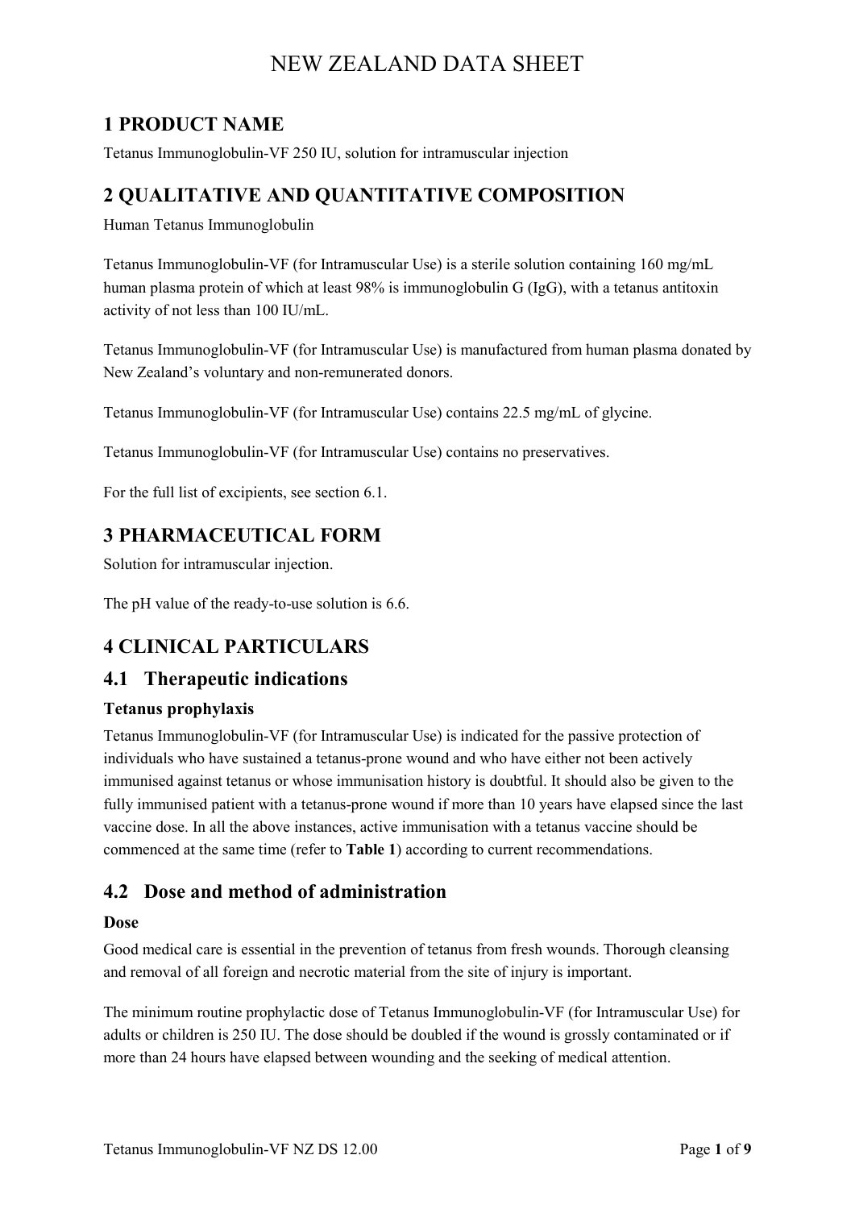# NEW ZEALAND DATA SHEET

## 1 PRODUCT NAME

Tetanus Immunoglobulin-VF 250 IU, solution for intramuscular injection

## 2 QUALITATIVE AND QUANTITATIVE COMPOSITION

Human Tetanus Immunoglobulin

Tetanus Immunoglobulin-VF (for Intramuscular Use) is a sterile solution containing 160 mg/mL human plasma protein of which at least 98% is immunoglobulin G (IgG), with a tetanus antitoxin activity of not less than 100 IU/mL.

Tetanus Immunoglobulin-VF (for Intramuscular Use) is manufactured from human plasma donated by New Zealand's voluntary and non-remunerated donors.

Tetanus Immunoglobulin-VF (for Intramuscular Use) contains 22.5 mg/mL of glycine.

Tetanus Immunoglobulin-VF (for Intramuscular Use) contains no preservatives.

For the full list of excipients, see section 6.1.

## 3 PHARMACEUTICAL FORM

Solution for intramuscular injection.

The pH value of the ready-to-use solution is 6.6.

## 4 CLINICAL PARTICULARS

### 4.1 Therapeutic indications

**Tetanus prophylaxis**

Tetanus Immunoglobulin-VF (for Intramuscular Use) is indicated for the passive protection of individuals who have sustained a tetanus-prone wound and who have either not been actively immunised against tetanus or whose immunisation history is doubtful. It should also be given to the fully immunised patient with a tetanus-prone wound if more than 10 years have elapsed since the last vaccine dose. In all the above instances, active immunisation with a tetanus vaccine should be commenced at the same time (refer to **Table 1**) according to current recommendations.

### 4.2 Dose and method of administration

**Dose**

Good medical care is essential in the prevention of tetanus from fresh wounds. Thorough cleansing and removal of all foreign and necrotic material from the site of injury is important.

The minimum routine prophylactic dose of Tetanus Immunoglobulin-VF (for Intramuscular Use) for adults or children is 250 IU. The dose should be doubled if the wound is grossly contaminated or if more than 24 hours have elapsed between wounding and the seeking of medical attention.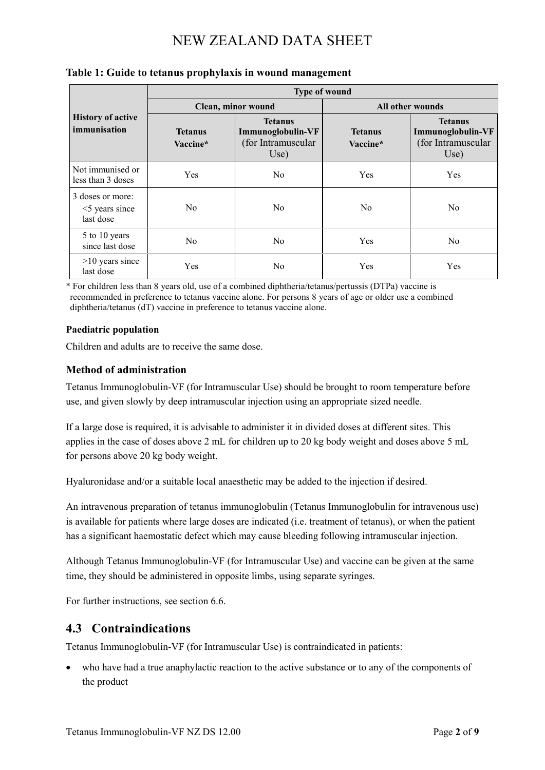**Table 1: Guide to tetanus prophylaxis in wound management**

| History of active immunisation | Type of wound | | | |
|---|---|---|---|---|
| | Clean, minor wound | | All other wounds | |
| | Tetanus Vaccine* | Tetanus Immunoglobulin-VF (for Intramuscular Use) | Tetanus Vaccine* | Tetanus Immunoglobulin-VF (for Intramuscular Use) |
| Not immunised or less than 3 doses | Yes | No | Yes | Yes |
| 3 doses or more: <5 years since last dose | No | No | No | No |
| 5 to 10 years since last dose | No | No | Yes | No |
| >10 years since last dose | Yes | No | Yes | Yes |

* For children less than 8 years old, use of a combined diphtheria/tetanus/pertussis (DTPa) vaccine is recommended in preference to tetanus vaccine alone. For persons 8 years of age or older use a combined diphtheria/tetanus (dT) vaccine in preference to tetanus vaccine alone.

**Paediatric population**

Children and adults are to receive the same dose.

### Method of administration

Tetanus Immunoglobulin-VF (for Intramuscular Use) should be brought to room temperature before use, and given slowly by deep intramuscular injection using an appropriate sized needle.

If a large dose is required, it is advisable to administer it in divided doses at different sites. This applies in the case of doses above 2 mL for children up to 20 kg body weight and doses above 5 mL for persons above 20 kg body weight.

Hyaluronidase and/or a suitable local anaesthetic may be added to the injection if desired.

An intravenous preparation of tetanus immunoglobulin (Tetanus Immunoglobulin for intravenous use) is available for patients where large doses are indicated (i.e. treatment of tetanus), or when the patient has a significant haemostatic defect which may cause bleeding following intramuscular injection.

Although Tetanus Immunoglobulin-VF (for Intramuscular Use) and vaccine can be given at the same time, they should be administered in opposite limbs, using separate syringes.

For further instructions, see section 6.6.

## 4.3 Contraindications

Tetanus Immunoglobulin-VF (for Intramuscular Use) is contraindicated in patients:

- who have had a true anaphylactic reaction to the active substance or to any of the components of the product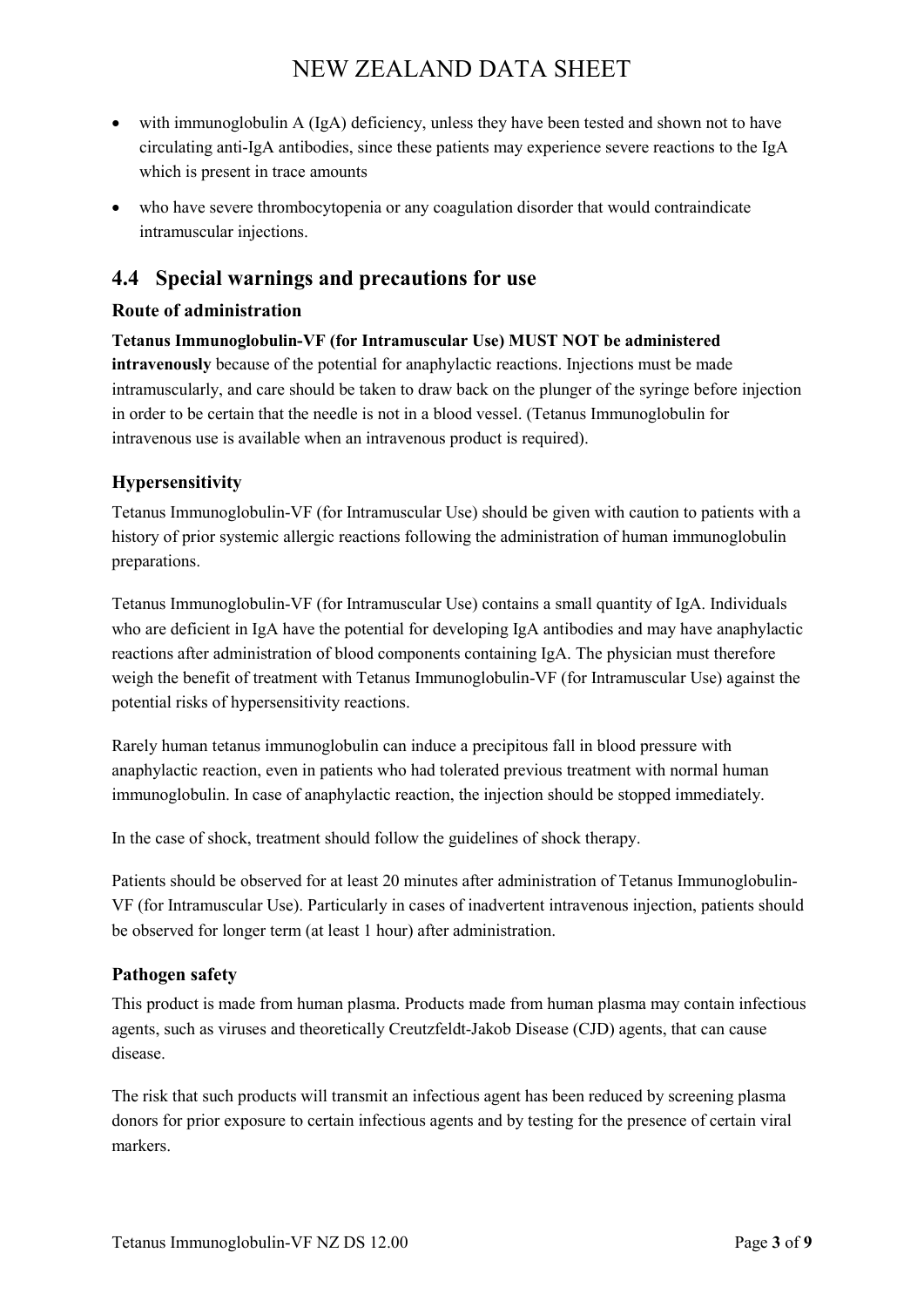- with immunoglobulin A (IgA) deficiency, unless they have been tested and shown not to have circulating anti-IgA antibodies, since these patients may experience severe reactions to the IgA which is present in trace amounts
- who have severe thrombocytopenia or any coagulation disorder that would contraindicate intramuscular injections.

## 4.4 Special warnings and precautions for use

### Route of administration

**Tetanus Immunoglobulin-VF (for Intramuscular Use) MUST NOT be administered intravenously** because of the potential for anaphylactic reactions. Injections must be made intramuscularly, and care should be taken to draw back on the plunger of the syringe before injection in order to be certain that the needle is not in a blood vessel. (Tetanus Immunoglobulin for intravenous use is available when an intravenous product is required).

### Hypersensitivity

Tetanus Immunoglobulin-VF (for Intramuscular Use) should be given with caution to patients with a history of prior systemic allergic reactions following the administration of human immunoglobulin preparations.

Tetanus Immunoglobulin-VF (for Intramuscular Use) contains a small quantity of IgA. Individuals who are deficient in IgA have the potential for developing IgA antibodies and may have anaphylactic reactions after administration of blood components containing IgA. The physician must therefore weigh the benefit of treatment with Tetanus Immunoglobulin-VF (for Intramuscular Use) against the potential risks of hypersensitivity reactions.

Rarely human tetanus immunoglobulin can induce a precipitous fall in blood pressure with anaphylactic reaction, even in patients who had tolerated previous treatment with normal human immunoglobulin. In case of anaphylactic reaction, the injection should be stopped immediately.

In the case of shock, treatment should follow the guidelines of shock therapy.

Patients should be observed for at least 20 minutes after administration of Tetanus Immunoglobulin-VF (for Intramuscular Use). Particularly in cases of inadvertent intravenous injection, patients should be observed for longer term (at least 1 hour) after administration.

### Pathogen safety

This product is made from human plasma. Products made from human plasma may contain infectious agents, such as viruses and theoretically Creutzfeldt-Jakob Disease (CJD) agents, that can cause disease.

The risk that such products will transmit an infectious agent has been reduced by screening plasma donors for prior exposure to certain infectious agents and by testing for the presence of certain viral markers.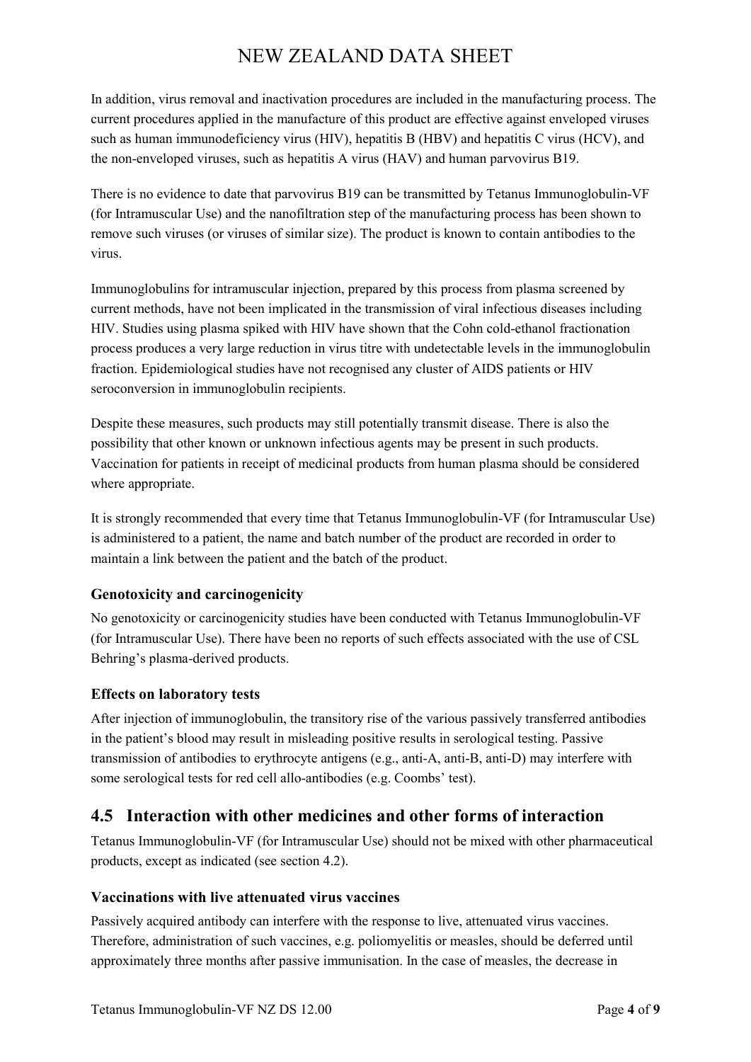In addition, virus removal and inactivation procedures are included in the manufacturing process. The current procedures applied in the manufacture of this product are effective against enveloped viruses such as human immunodeficiency virus (HIV), hepatitis B (HBV) and hepatitis C virus (HCV), and the non-enveloped viruses, such as hepatitis A virus (HAV) and human parvovirus B19.

There is no evidence to date that parvovirus B19 can be transmitted by Tetanus Immunoglobulin-VF (for Intramuscular Use) and the nanofiltration step of the manufacturing process has been shown to remove such viruses (or viruses of similar size). The product is known to contain antibodies to the virus.

Immunoglobulins for intramuscular injection, prepared by this process from plasma screened by current methods, have not been implicated in the transmission of viral infectious diseases including HIV. Studies using plasma spiked with HIV have shown that the Cohn cold-ethanol fractionation process produces a very large reduction in virus titre with undetectable levels in the immunoglobulin fraction. Epidemiological studies have not recognised any cluster of AIDS patients or HIV seroconversion in immunoglobulin recipients.

Despite these measures, such products may still potentially transmit disease. There is also the possibility that other known or unknown infectious agents may be present in such products. Vaccination for patients in receipt of medicinal products from human plasma should be considered where appropriate.

It is strongly recommended that every time that Tetanus Immunoglobulin-VF (for Intramuscular Use) is administered to a patient, the name and batch number of the product are recorded in order to maintain a link between the patient and the batch of the product.

### Genotoxicity and carcinogenicity

No genotoxicity or carcinogenicity studies have been conducted with Tetanus Immunoglobulin-VF (for Intramuscular Use). There have been no reports of such effects associated with the use of CSL Behring's plasma-derived products.

### Effects on laboratory tests

After injection of immunoglobulin, the transitory rise of the various passively transferred antibodies in the patient's blood may result in misleading positive results in serological testing. Passive transmission of antibodies to erythrocyte antigens (e.g., anti-A, anti-B, anti-D) may interfere with some serological tests for red cell allo-antibodies (e.g. Coombs' test).

## 4.5 Interaction with other medicines and other forms of interaction

Tetanus Immunoglobulin-VF (for Intramuscular Use) should not be mixed with other pharmaceutical products, except as indicated (see section 4.2).

### Vaccinations with live attenuated virus vaccines

Passively acquired antibody can interfere with the response to live, attenuated virus vaccines. Therefore, administration of such vaccines, e.g. poliomyelitis or measles, should be deferred until approximately three months after passive immunisation. In the case of measles, the decrease in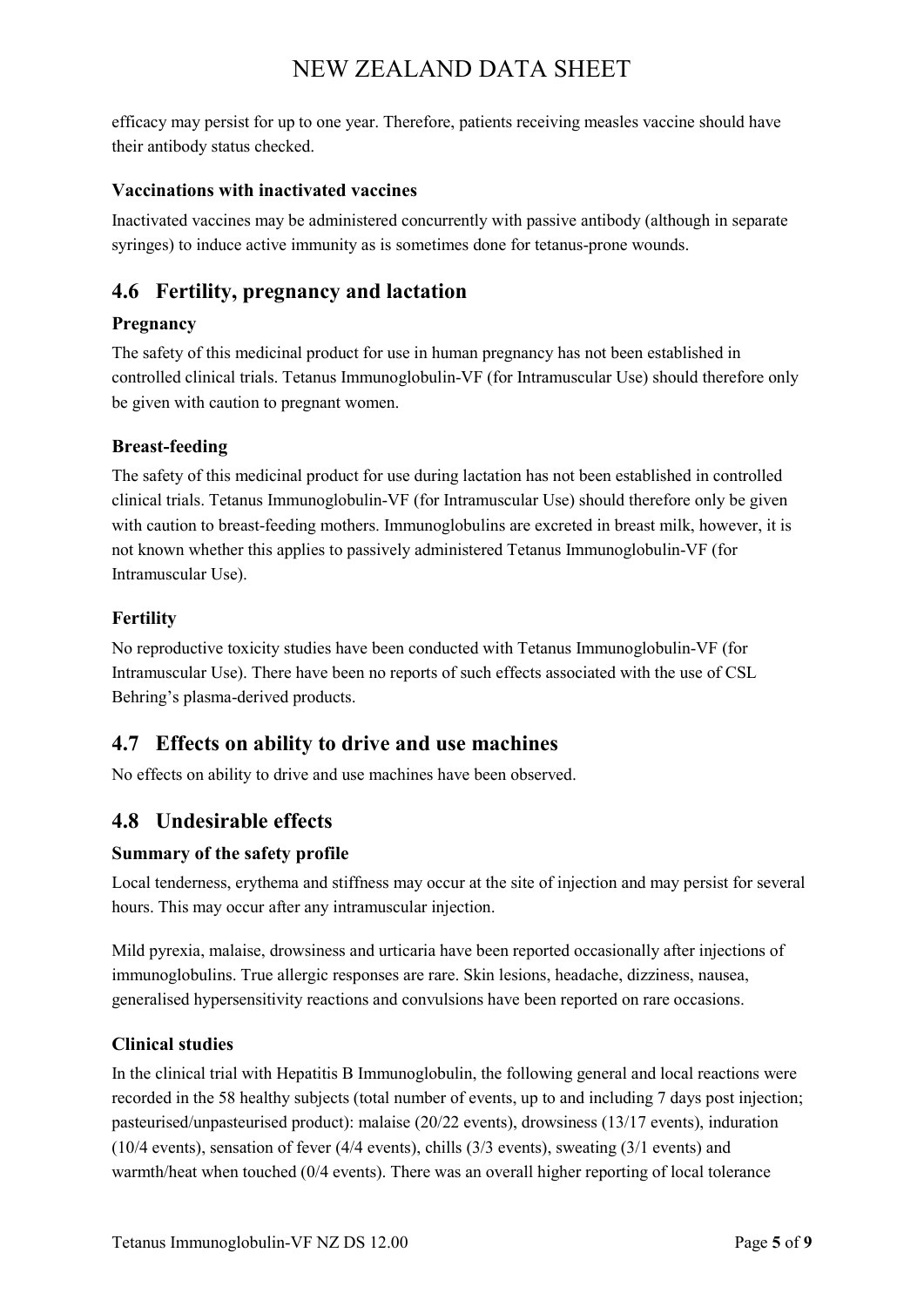efficacy may persist for up to one year. Therefore, patients receiving measles vaccine should have their antibody status checked.

### Vaccinations with inactivated vaccines

Inactivated vaccines may be administered concurrently with passive antibody (although in separate syringes) to induce active immunity as is sometimes done for tetanus-prone wounds.

## 4.6 Fertility, pregnancy and lactation

### Pregnancy

The safety of this medicinal product for use in human pregnancy has not been established in controlled clinical trials. Tetanus Immunoglobulin-VF (for Intramuscular Use) should therefore only be given with caution to pregnant women.

### Breast-feeding

The safety of this medicinal product for use during lactation has not been established in controlled clinical trials. Tetanus Immunoglobulin-VF (for Intramuscular Use) should therefore only be given with caution to breast-feeding mothers. Immunoglobulins are excreted in breast milk, however, it is not known whether this applies to passively administered Tetanus Immunoglobulin-VF (for Intramuscular Use).

### Fertility

No reproductive toxicity studies have been conducted with Tetanus Immunoglobulin-VF (for Intramuscular Use). There have been no reports of such effects associated with the use of CSL Behring's plasma-derived products.

## 4.7 Effects on ability to drive and use machines

No effects on ability to drive and use machines have been observed.

## 4.8 Undesirable effects

### Summary of the safety profile

Local tenderness, erythema and stiffness may occur at the site of injection and may persist for several hours. This may occur after any intramuscular injection.

Mild pyrexia, malaise, drowsiness and urticaria have been reported occasionally after injections of immunoglobulins. True allergic responses are rare. Skin lesions, headache, dizziness, nausea, generalised hypersensitivity reactions and convulsions have been reported on rare occasions.

### Clinical studies

In the clinical trial with Hepatitis B Immunoglobulin, the following general and local reactions were recorded in the 58 healthy subjects (total number of events, up to and including 7 days post injection; pasteurised/unpasteurised product): malaise (20/22 events), drowsiness (13/17 events), induration (10/4 events), sensation of fever (4/4 events), chills (3/3 events), sweating (3/1 events) and warmth/heat when touched (0/4 events). There was an overall higher reporting of local tolerance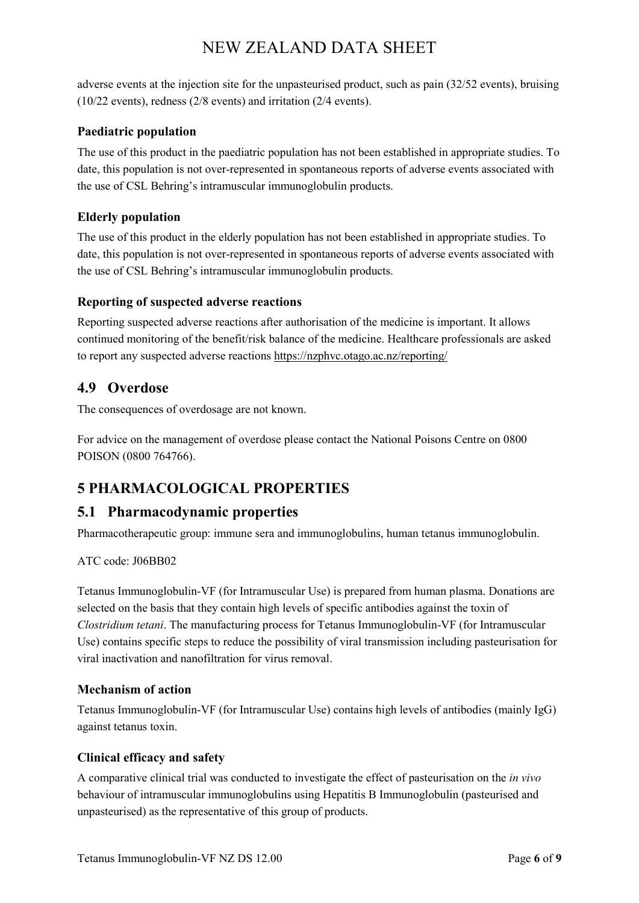adverse events at the injection site for the unpasteurised product, such as pain (32/52 events), bruising (10/22 events), redness (2/8 events) and irritation (2/4 events).

### Paediatric population

The use of this product in the paediatric population has not been established in appropriate studies. To date, this population is not over-represented in spontaneous reports of adverse events associated with the use of CSL Behring's intramuscular immunoglobulin products.

### Elderly population

The use of this product in the elderly population has not been established in appropriate studies. To date, this population is not over-represented in spontaneous reports of adverse events associated with the use of CSL Behring's intramuscular immunoglobulin products.

### Reporting of suspected adverse reactions

Reporting suspected adverse reactions after authorisation of the medicine is important. It allows continued monitoring of the benefit/risk balance of the medicine. Healthcare professionals are asked to report any suspected adverse reactions https://nzphvc.otago.ac.nz/reporting/

## 4.9 Overdose

The consequences of overdosage are not known.

For advice on the management of overdose please contact the National Poisons Centre on 0800 POISON (0800 764766).

# 5 PHARMACOLOGICAL PROPERTIES

## 5.1 Pharmacodynamic properties

Pharmacotherapeutic group: immune sera and immunoglobulins, human tetanus immunoglobulin.

ATC code: J06BB02

Tetanus Immunoglobulin-VF (for Intramuscular Use) is prepared from human plasma. Donations are selected on the basis that they contain high levels of specific antibodies against the toxin of *Clostridium tetani*. The manufacturing process for Tetanus Immunoglobulin-VF (for Intramuscular Use) contains specific steps to reduce the possibility of viral transmission including pasteurisation for viral inactivation and nanofiltration for virus removal.

### Mechanism of action

Tetanus Immunoglobulin-VF (for Intramuscular Use) contains high levels of antibodies (mainly IgG) against tetanus toxin.

### Clinical efficacy and safety

A comparative clinical trial was conducted to investigate the effect of pasteurisation on the *in vivo* behaviour of intramuscular immunoglobulins using Hepatitis B Immunoglobulin (pasteurised and unpasteurised) as the representative of this group of products.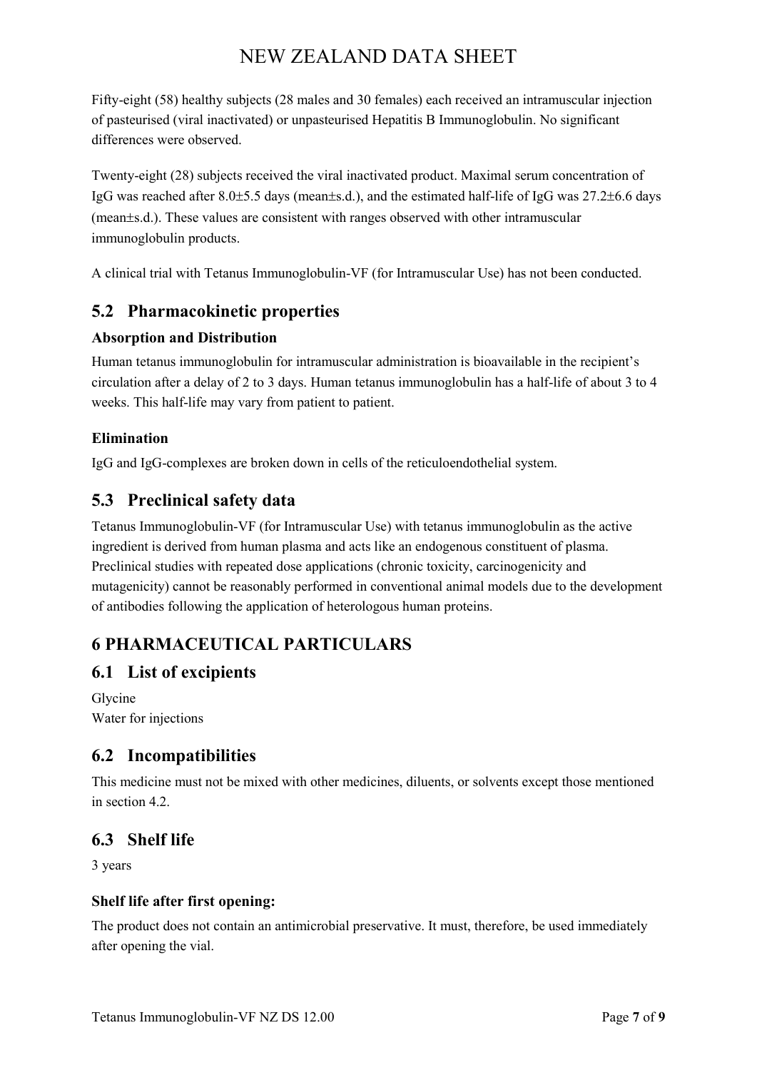Fifty-eight (58) healthy subjects (28 males and 30 females) each received an intramuscular injection of pasteurised (viral inactivated) or unpasteurised Hepatitis B Immunoglobulin. No significant differences were observed.

Twenty-eight (28) subjects received the viral inactivated product. Maximal serum concentration of IgG was reached after 8.0±5.5 days (mean±s.d.), and the estimated half-life of IgG was 27.2±6.6 days (mean±s.d.). These values are consistent with ranges observed with other intramuscular immunoglobulin products.

A clinical trial with Tetanus Immunoglobulin-VF (for Intramuscular Use) has not been conducted.

## 5.2 Pharmacokinetic properties

### Absorption and Distribution

Human tetanus immunoglobulin for intramuscular administration is bioavailable in the recipient's circulation after a delay of 2 to 3 days. Human tetanus immunoglobulin has a half-life of about 3 to 4 weeks. This half-life may vary from patient to patient.

### Elimination

IgG and IgG-complexes are broken down in cells of the reticuloendothelial system.

## 5.3 Preclinical safety data

Tetanus Immunoglobulin-VF (for Intramuscular Use) with tetanus immunoglobulin as the active ingredient is derived from human plasma and acts like an endogenous constituent of plasma. Preclinical studies with repeated dose applications (chronic toxicity, carcinogenicity and mutagenicity) cannot be reasonably performed in conventional animal models due to the development of antibodies following the application of heterologous human proteins.

# 6 PHARMACEUTICAL PARTICULARS

## 6.1 List of excipients

Glycine
Water for injections

## 6.2 Incompatibilities

This medicine must not be mixed with other medicines, diluents, or solvents except those mentioned in section 4.2.

## 6.3 Shelf life

3 years

### Shelf life after first opening:

The product does not contain an antimicrobial preservative. It must, therefore, be used immediately after opening the vial.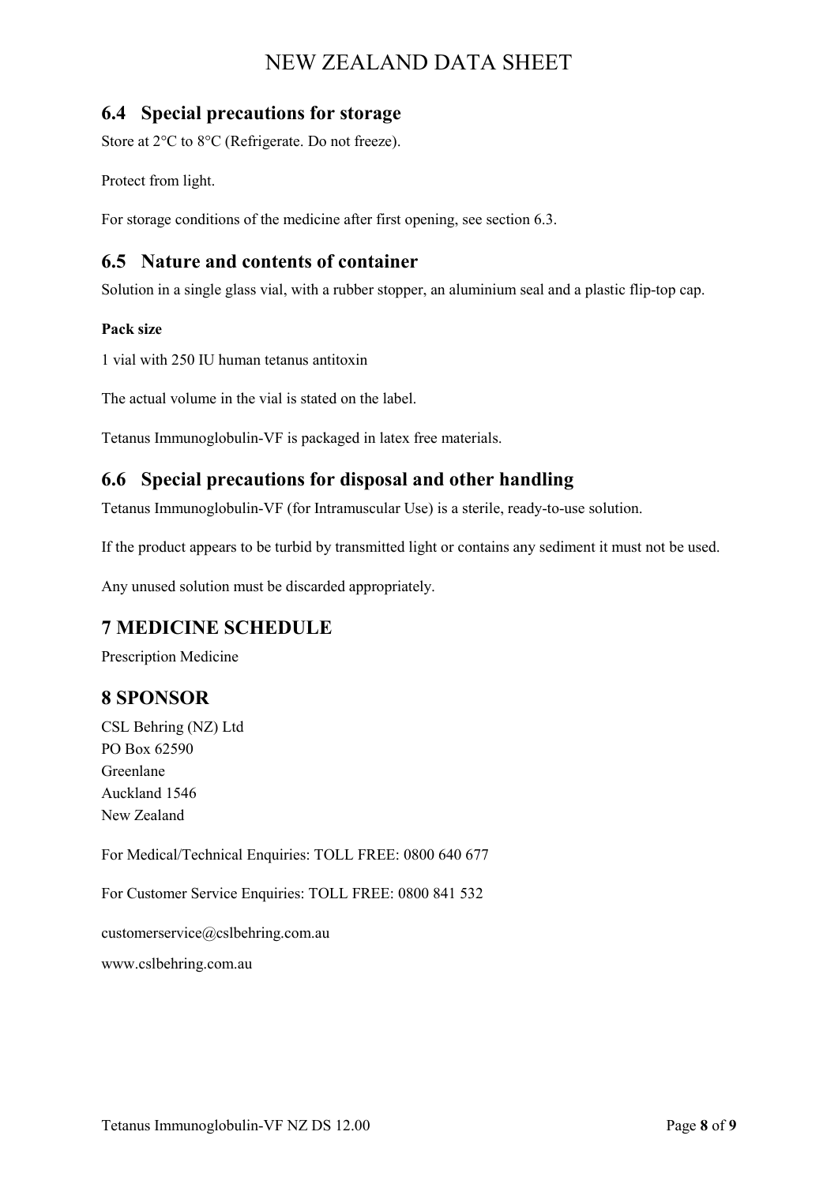## 6.4 Special precautions for storage

Store at 2°C to 8°C (Refrigerate. Do not freeze).

Protect from light.

For storage conditions of the medicine after first opening, see section 6.3.

## 6.5 Nature and contents of container

Solution in a single glass vial, with a rubber stopper, an aluminium seal and a plastic flip-top cap.

**Pack size**

1 vial with 250 IU human tetanus antitoxin

The actual volume in the vial is stated on the label.

Tetanus Immunoglobulin-VF is packaged in latex free materials.

## 6.6 Special precautions for disposal and other handling

Tetanus Immunoglobulin-VF (for Intramuscular Use) is a sterile, ready-to-use solution.

If the product appears to be turbid by transmitted light or contains any sediment it must not be used.

Any unused solution must be discarded appropriately.

# 7 MEDICINE SCHEDULE

Prescription Medicine

# 8 SPONSOR

CSL Behring (NZ) Ltd
PO Box 62590
Greenlane
Auckland 1546
New Zealand

For Medical/Technical Enquiries: TOLL FREE: 0800 640 677

For Customer Service Enquiries: TOLL FREE: 0800 841 532

customerservice@cslbehring.com.au

www.cslbehring.com.au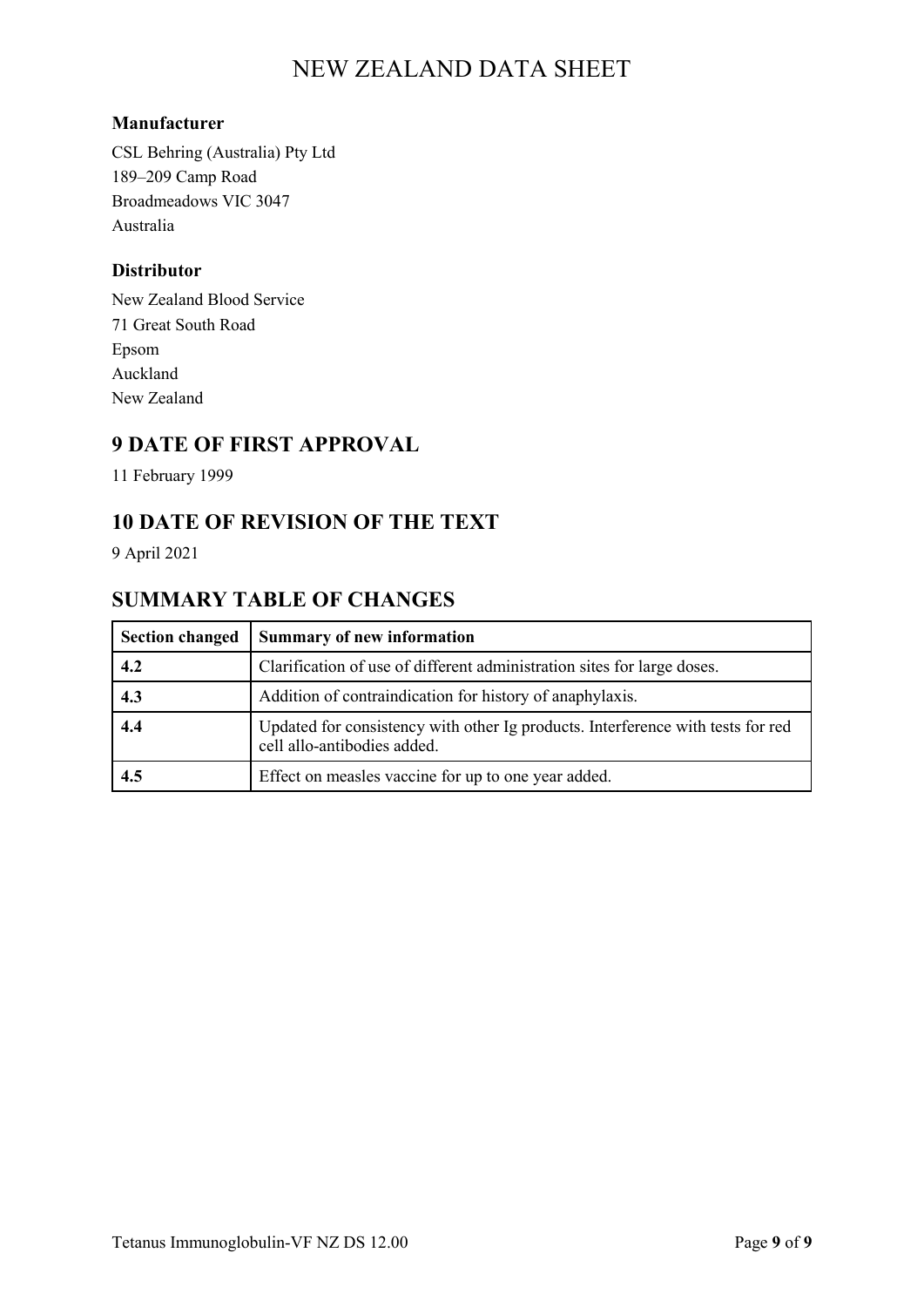### Manufacturer

CSL Behring (Australia) Pty Ltd
189–209 Camp Road
Broadmeadows VIC 3047
Australia

### Distributor

New Zealand Blood Service
71 Great South Road
Epsom
Auckland
New Zealand

## 9 DATE OF FIRST APPROVAL

11 February 1999

## 10 DATE OF REVISION OF THE TEXT

9 April 2021

## SUMMARY TABLE OF CHANGES

| Section changed | Summary of new information |
|---|---|
| **4.2** | Clarification of use of different administration sites for large doses. |
| **4.3** | Addition of contraindication for history of anaphylaxis. |
| **4.4** | Updated for consistency with other Ig products. Interference with tests for red cell allo-antibodies added. |
| **4.5** | Effect on measles vaccine for up to one year added. |